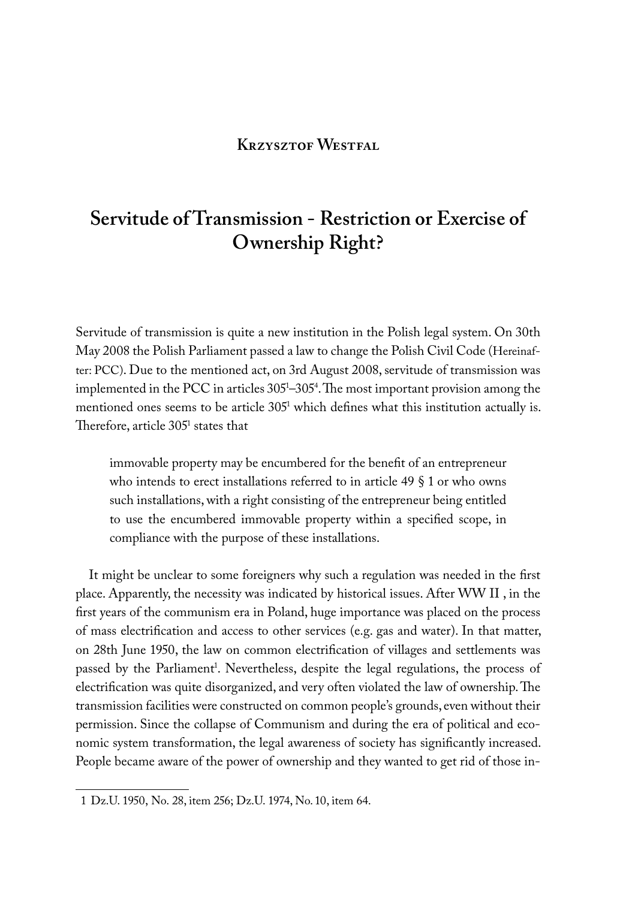**Krzysztof Westfal**

# Servitude of Transmission - Restriction or Exercise of Ownership Right?

Servitude of transmission is quite a new institution in the Polish legal system. On 30th May 2008 the Polish Parliament passed a law to change the Polish Civil Code (Hereinafter: PCC). Due to the mentioned act, on 3rd August 2008, servitude of transmission was implemented in the PCC in articles $305^1$–$305^4$. The most important provision among the mentioned ones seems to be article $305^1$ which defines what this institution actually is. Therefore, article $305^1$ states that

> immovable property may be encumbered for the benefit of an entrepreneur who intends to erect installations referred to in article 49 § 1 or who owns such installations, with a right consisting of the entrepreneur being entitled to use the encumbered immovable property within a specified scope, in compliance with the purpose of these installations.

It might be unclear to some foreigners why such a regulation was needed in the first place. Apparently, the necessity was indicated by historical issues. After WW II , in the first years of the communism era in Poland, huge importance was placed on the process of mass electrification and access to other services (e.g. gas and water). In that matter, on 28th June 1950, the law on common electrification of villages and settlements was passed by the Parliament[1]. Nevertheless, despite the legal regulations, the process of electrification was quite disorganized, and very often violated the law of ownership. The transmission facilities were constructed on common people's grounds, even without their permission. Since the collapse of Communism and during the era of political and economic system transformation, the legal awareness of society has significantly increased. People became aware of the power of ownership and they wanted to get rid of those in-

1 Dz.U. 1950, No. 28, item 256; Dz.U. 1974, No. 10, item 64.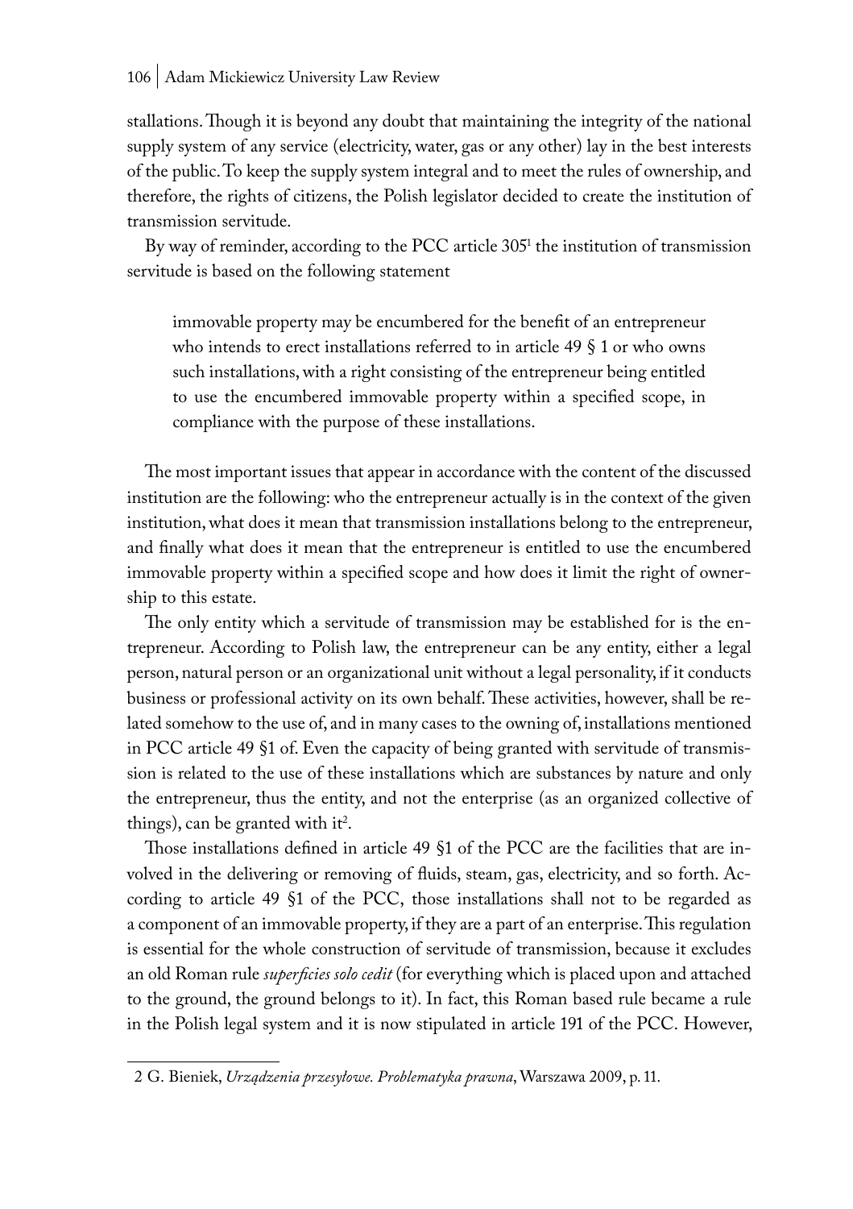stallations. Though it is beyond any doubt that maintaining the integrity of the national supply system of any service (electricity, water, gas or any other) lay in the best interests of the public. To keep the supply system integral and to meet the rules of ownership, and therefore, the rights of citizens, the Polish legislator decided to create the institution of transmission servitude.

By way of reminder, according to the PCC article 305[1] the institution of transmission servitude is based on the following statement

> immovable property may be encumbered for the benefit of an entrepreneur who intends to erect installations referred to in article 49 § 1 or who owns such installations, with a right consisting of the entrepreneur being entitled to use the encumbered immovable property within a specified scope, in compliance with the purpose of these installations.

The most important issues that appear in accordance with the content of the discussed institution are the following: who the entrepreneur actually is in the context of the given institution, what does it mean that transmission installations belong to the entrepreneur, and finally what does it mean that the entrepreneur is entitled to use the encumbered immovable property within a specified scope and how does it limit the right of ownership to this estate.

The only entity which a servitude of transmission may be established for is the entrepreneur. According to Polish law, the entrepreneur can be any entity, either a legal person, natural person or an organizational unit without a legal personality, if it conducts business or professional activity on its own behalf. These activities, however, shall be related somehow to the use of, and in many cases to the owning of, installations mentioned in PCC article 49 §1 of. Even the capacity of being granted with servitude of transmission is related to the use of these installations which are substances by nature and only the entrepreneur, thus the entity, and not the enterprise (as an organized collective of things), can be granted with it[2].

Those installations defined in article 49 §1 of the PCC are the facilities that are involved in the delivering or removing of fluids, steam, gas, electricity, and so forth. According to article 49 §1 of the PCC, those installations shall not to be regarded as a component of an immovable property, if they are a part of an enterprise. This regulation is essential for the whole construction of servitude of transmission, because it excludes an old Roman rule *superficies solo cedit* (for everything which is placed upon and attached to the ground, the ground belongs to it). In fact, this Roman based rule became a rule in the Polish legal system and it is now stipulated in article 191 of the PCC. However,

---

2 G. Bieniek, *Urządzenia przesyłowe. Problematyka prawna*, Warszawa 2009, p. 11.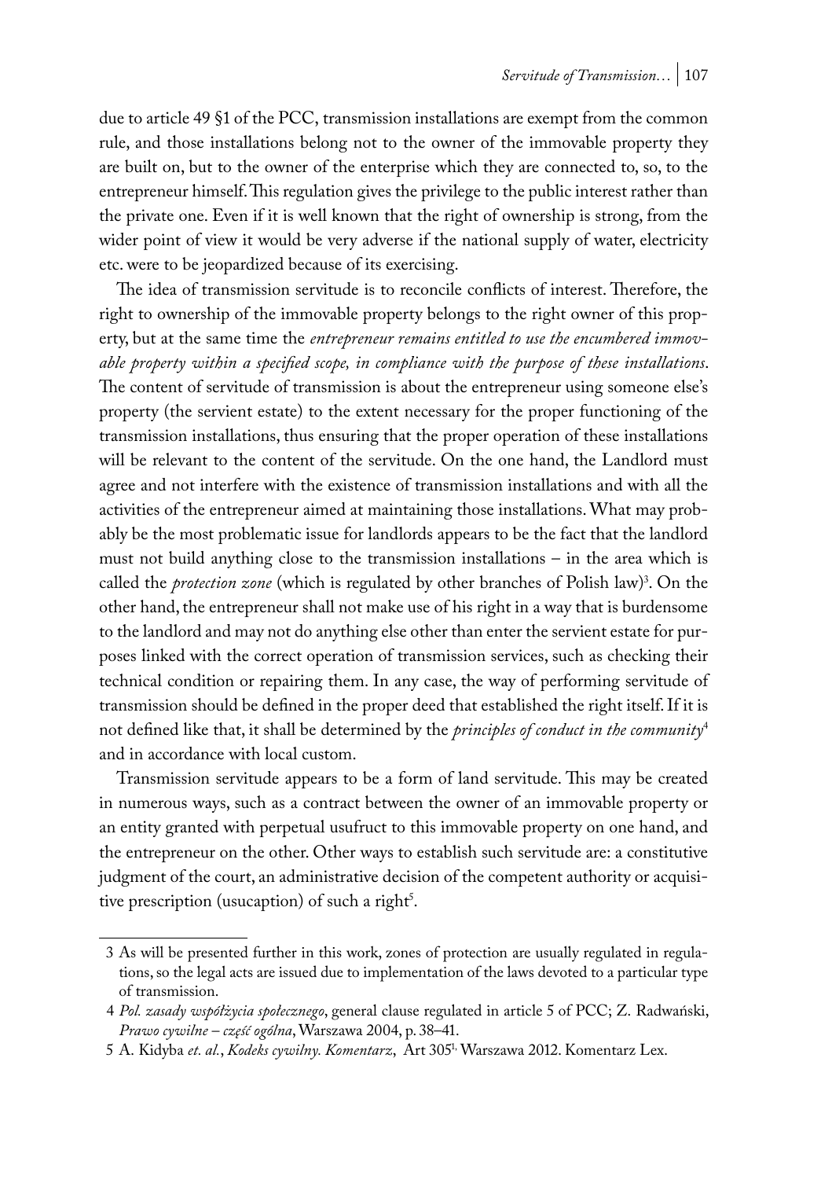due to article 49 §1 of the PCC, transmission installations are exempt from the common rule, and those installations belong not to the owner of the immovable property they are built on, but to the owner of the enterprise which they are connected to, so, to the entrepreneur himself. This regulation gives the privilege to the public interest rather than the private one. Even if it is well known that the right of ownership is strong, from the wider point of view it would be very adverse if the national supply of water, electricity etc. were to be jeopardized because of its exercising.

The idea of transmission servitude is to reconcile conflicts of interest. Therefore, the right to ownership of the immovable property belongs to the right owner of this property, but at the same time the *entrepreneur remains entitled to use the encumbered immovable property within a specified scope, in compliance with the purpose of these installations*. The content of servitude of transmission is about the entrepreneur using someone else's property (the servient estate) to the extent necessary for the proper functioning of the transmission installations, thus ensuring that the proper operation of these installations will be relevant to the content of the servitude. On the one hand, the Landlord must agree and not interfere with the existence of transmission installations and with all the activities of the entrepreneur aimed at maintaining those installations. What may probably be the most problematic issue for landlords appears to be the fact that the landlord must not build anything close to the transmission installations – in the area which is called the *protection zone* (which is regulated by other branches of Polish law)[3]. On the other hand, the entrepreneur shall not make use of his right in a way that is burdensome to the landlord and may not do anything else other than enter the servient estate for purposes linked with the correct operation of transmission services, such as checking their technical condition or repairing them. In any case, the way of performing servitude of transmission should be defined in the proper deed that established the right itself. If it is not defined like that, it shall be determined by the *principles of conduct in the community*[4] and in accordance with local custom.

Transmission servitude appears to be a form of land servitude. This may be created in numerous ways, such as a contract between the owner of an immovable property or an entity granted with perpetual usufruct to this immovable property on one hand, and the entrepreneur on the other. Other ways to establish such servitude are: a constitutive judgment of the court, an administrative decision of the competent authority or acquisitive prescription (usucaption) of such a right[5].

---

3 As will be presented further in this work, zones of protection are usually regulated in regulations, so the legal acts are issued due to implementation of the laws devoted to a particular type of transmission.

4 *Pol. zasady współżycia społecznego*, general clause regulated in article 5 of PCC; Z. Radwański, *Prawo cywilne – część ogólna*, Warszawa 2004, p. 38–41.

5 A. Kidyba *et. al.*, *Kodeks cywilny. Komentarz*, Art 305[1,] Warszawa 2012. Komentarz Lex.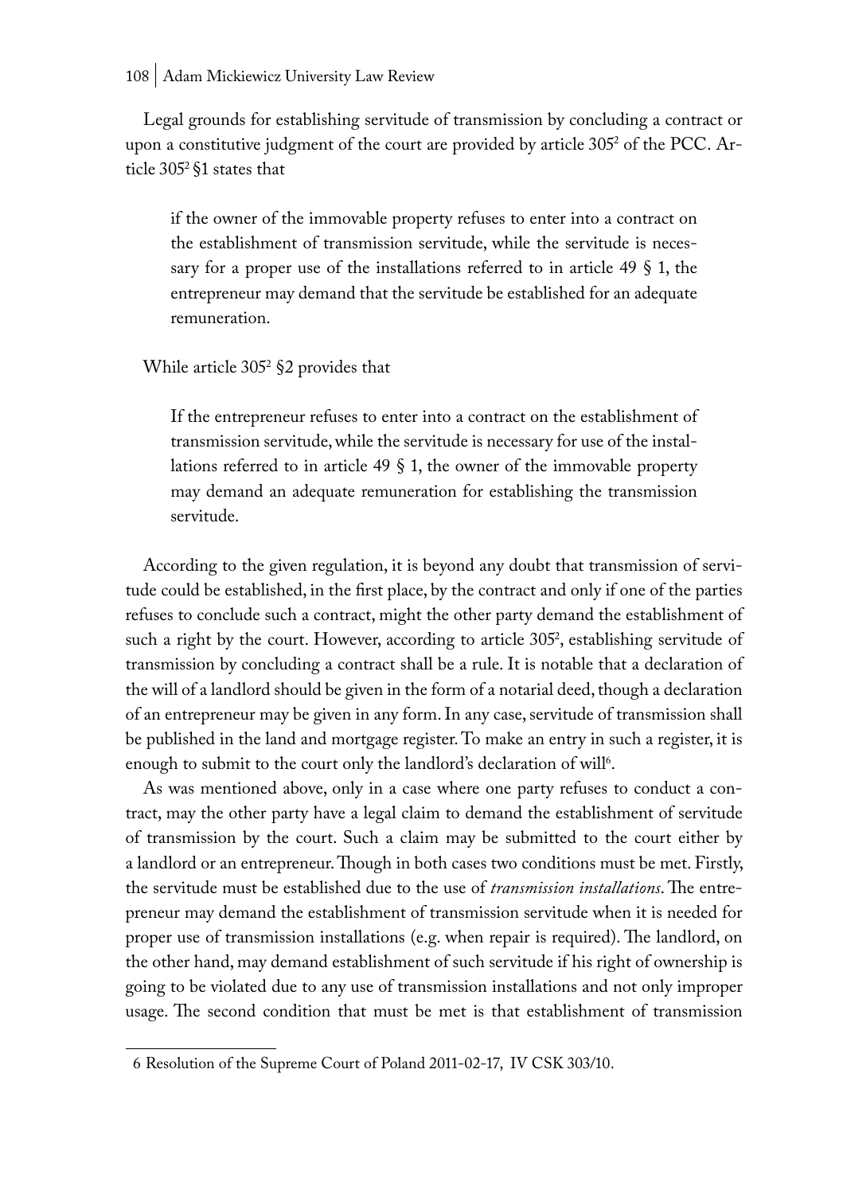Legal grounds for establishing servitude of transmission by concluding a contract or upon a constitutive judgment of the court are provided by article $305^2$ of the PCC. Article $305^2$ §1 states that

> if the owner of the immovable property refuses to enter into a contract on the establishment of transmission servitude, while the servitude is necessary for a proper use of the installations referred to in article 49 § 1, the entrepreneur may demand that the servitude be established for an adequate remuneration.

While article $305^2$ §2 provides that

> If the entrepreneur refuses to enter into a contract on the establishment of transmission servitude, while the servitude is necessary for use of the installations referred to in article 49 § 1, the owner of the immovable property may demand an adequate remuneration for establishing the transmission servitude.

According to the given regulation, it is beyond any doubt that transmission of servitude could be established, in the first place, by the contract and only if one of the parties refuses to conclude such a contract, might the other party demand the establishment of such a right by the court. However, according to article $305^2$, establishing servitude of transmission by concluding a contract shall be a rule. It is notable that a declaration of the will of a landlord should be given in the form of a notarial deed, though a declaration of an entrepreneur may be given in any form. In any case, servitude of transmission shall be published in the land and mortgage register. To make an entry in such a register, it is enough to submit to the court only the landlord's declaration of will[6].

As was mentioned above, only in a case where one party refuses to conduct a contract, may the other party have a legal claim to demand the establishment of servitude of transmission by the court. Such a claim may be submitted to the court either by a landlord or an entrepreneur. Though in both cases two conditions must be met. Firstly, the servitude must be established due to the use of *transmission installations*. The entrepreneur may demand the establishment of transmission servitude when it is needed for proper use of transmission installations (e.g. when repair is required). The landlord, on the other hand, may demand establishment of such servitude if his right of ownership is going to be violated due to any use of transmission installations and not only improper usage. The second condition that must be met is that establishment of transmission

---

6 Resolution of the Supreme Court of Poland 2011-02-17, IV CSK 303/10.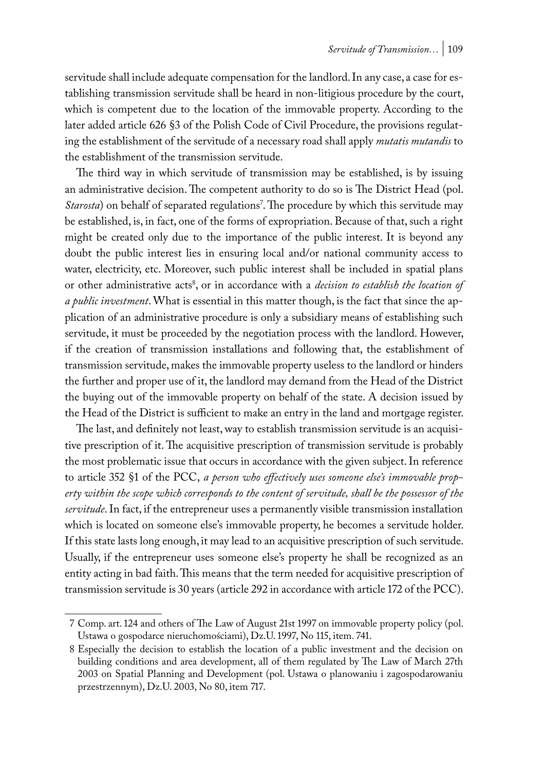servitude shall include adequate compensation for the landlord. In any case, a case for establishing transmission servitude shall be heard in non-litigious procedure by the court, which is competent due to the location of the immovable property. According to the later added article 626 §3 of the Polish Code of Civil Procedure, the provisions regulating the establishment of the servitude of a necessary road shall apply *mutatis mutandis* to the establishment of the transmission servitude.

The third way in which servitude of transmission may be established, is by issuing an administrative decision. The competent authority to do so is The District Head (pol. *Starosta*) on behalf of separated regulations[7]. The procedure by which this servitude may be established, is, in fact, one of the forms of expropriation. Because of that, such a right might be created only due to the importance of the public interest. It is beyond any doubt the public interest lies in ensuring local and/or national community access to water, electricity, etc. Moreover, such public interest shall be included in spatial plans or other administrative acts[8], or in accordance with a *decision to establish the location of a public investment*. What is essential in this matter though, is the fact that since the application of an administrative procedure is only a subsidiary means of establishing such servitude, it must be proceeded by the negotiation process with the landlord. However, if the creation of transmission installations and following that, the establishment of transmission servitude, makes the immovable property useless to the landlord or hinders the further and proper use of it, the landlord may demand from the Head of the District the buying out of the immovable property on behalf of the state. A decision issued by the Head of the District is sufficient to make an entry in the land and mortgage register.

The last, and definitely not least, way to establish transmission servitude is an acquisitive prescription of it. The acquisitive prescription of transmission servitude is probably the most problematic issue that occurs in accordance with the given subject. In reference to article 352 §1 of the PCC, *a person who effectively uses someone else's immovable property within the scope which corresponds to the content of servitude, shall be the possessor of the servitude*. In fact, if the entrepreneur uses a permanently visible transmission installation which is located on someone else's immovable property, he becomes a servitude holder. If this state lasts long enough, it may lead to an acquisitive prescription of such servitude. Usually, if the entrepreneur uses someone else's property he shall be recognized as an entity acting in bad faith. This means that the term needed for acquisitive prescription of transmission servitude is 30 years (article 292 in accordance with article 172 of the PCC).

---

7 Comp. art. 124 and others of The Law of August 21st 1997 on immovable property policy (pol. Ustawa o gospodarce nieruchomościami), Dz.U. 1997, No 115, item. 741.

8 Especially the decision to establish the location of a public investment and the decision on building conditions and area development, all of them regulated by The Law of March 27th 2003 on Spatial Planning and Development (pol. Ustawa o planowaniu i zagospodarowaniu przestrzennym), Dz.U. 2003, No 80, item 717.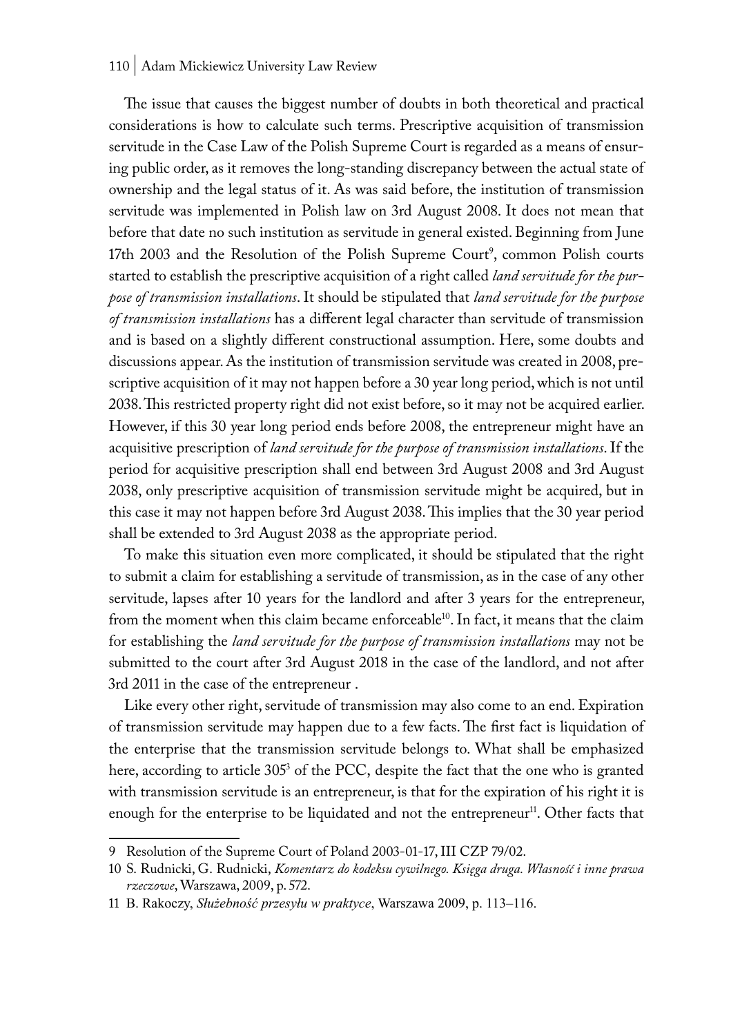The issue that causes the biggest number of doubts in both theoretical and practical considerations is how to calculate such terms. Prescriptive acquisition of transmission servitude in the Case Law of the Polish Supreme Court is regarded as a means of ensuring public order, as it removes the long-standing discrepancy between the actual state of ownership and the legal status of it. As was said before, the institution of transmission servitude was implemented in Polish law on 3rd August 2008. It does not mean that before that date no such institution as servitude in general existed. Beginning from June 17th 2003 and the Resolution of the Polish Supreme Court[9], common Polish courts started to establish the prescriptive acquisition of a right called *land servitude for the purpose of transmission installations*. It should be stipulated that *land servitude for the purpose of transmission installations* has a different legal character than servitude of transmission and is based on a slightly different constructional assumption. Here, some doubts and discussions appear. As the institution of transmission servitude was created in 2008, prescriptive acquisition of it may not happen before a 30 year long period, which is not until 2038. This restricted property right did not exist before, so it may not be acquired earlier. However, if this 30 year long period ends before 2008, the entrepreneur might have an acquisitive prescription of *land servitude for the purpose of transmission installations*. If the period for acquisitive prescription shall end between 3rd August 2008 and 3rd August 2038, only prescriptive acquisition of transmission servitude might be acquired, but in this case it may not happen before 3rd August 2038. This implies that the 30 year period shall be extended to 3rd August 2038 as the appropriate period.

To make this situation even more complicated, it should be stipulated that the right to submit a claim for establishing a servitude of transmission, as in the case of any other servitude, lapses after 10 years for the landlord and after 3 years for the entrepreneur, from the moment when this claim became enforceable[10]. In fact, it means that the claim for establishing the *land servitude for the purpose of transmission installations* may not be submitted to the court after 3rd August 2018 in the case of the landlord, and not after 3rd 2011 in the case of the entrepreneur .

Like every other right, servitude of transmission may also come to an end. Expiration of transmission servitude may happen due to a few facts. The first fact is liquidation of the enterprise that the transmission servitude belongs to. What shall be emphasized here, according to article $305^3$ of the PCC, despite the fact that the one who is granted with transmission servitude is an entrepreneur, is that for the expiration of his right it is enough for the enterprise to be liquidated and not the entrepreneur[11]. Other facts that

---

9 Resolution of the Supreme Court of Poland 2003-01-17, III CZP 79/02.

10 S. Rudnicki, G. Rudnicki, *Komentarz do kodeksu cywilnego. Księga druga. Własność i inne prawa rzeczowe*, Warszawa, 2009, p. 572.

11 B. Rakoczy, *Służebność przesyłu w praktyce*, Warszawa 2009, p. 113–116.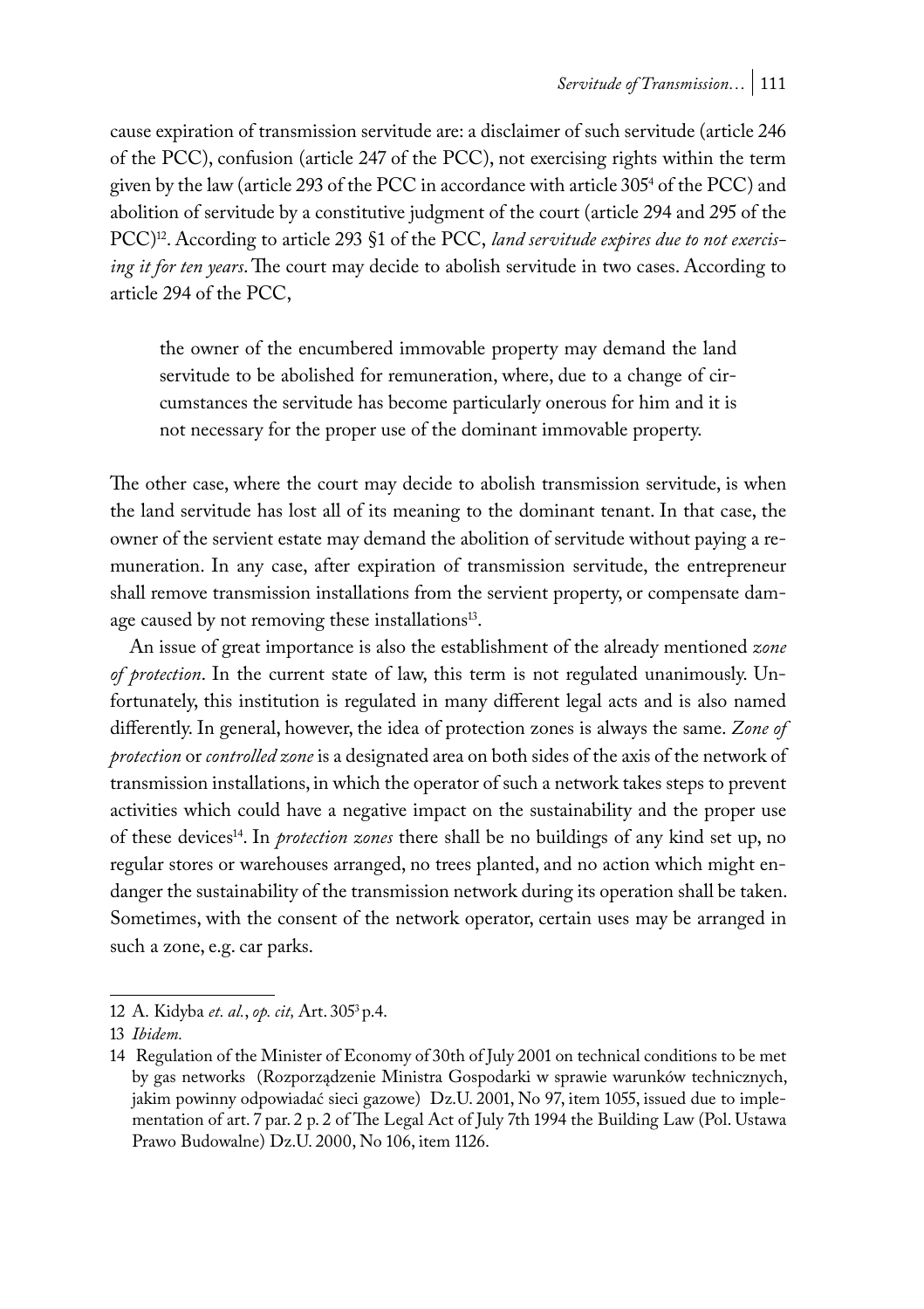cause expiration of transmission servitude are: a disclaimer of such servitude (article 246 of the PCC), confusion (article 247 of the PCC), not exercising rights within the term given by the law (article 293 of the PCC in accordance with article $305^4$ of the PCC) and abolition of servitude by a constitutive judgment of the court (article 294 and 295 of the PCC)[12]. According to article 293 §1 of the PCC, *land servitude expires due to not exercising it for ten years*. The court may decide to abolish servitude in two cases. According to article 294 of the PCC,

> the owner of the encumbered immovable property may demand the land servitude to be abolished for remuneration, where, due to a change of circumstances the servitude has become particularly onerous for him and it is not necessary for the proper use of the dominant immovable property.

The other case, where the court may decide to abolish transmission servitude, is when the land servitude has lost all of its meaning to the dominant tenant. In that case, the owner of the servient estate may demand the abolition of servitude without paying a remuneration. In any case, after expiration of transmission servitude, the entrepreneur shall remove transmission installations from the servient property, or compensate damage caused by not removing these installations[13].

An issue of great importance is also the establishment of the already mentioned *zone of protection*. In the current state of law, this term is not regulated unanimously. Unfortunately, this institution is regulated in many different legal acts and is also named differently. In general, however, the idea of protection zones is always the same. *Zone of protection* or *controlled zone* is a designated area on both sides of the axis of the network of transmission installations, in which the operator of such a network takes steps to prevent activities which could have a negative impact on the sustainability and the proper use of these devices[14]. In *protection zones* there shall be no buildings of any kind set up, no regular stores or warehouses arranged, no trees planted, and no action which might endanger the sustainability of the transmission network during its operation shall be taken. Sometimes, with the consent of the network operator, certain uses may be arranged in such a zone, e.g. car parks.

---

12 A. Kidyba *et. al.*, *op. cit,* Art. $305^3$ p.4.

13 *Ibidem.*

14 Regulation of the Minister of Economy of 30th of July 2001 on technical conditions to be met by gas networks (Rozporządzenie Ministra Gospodarki w sprawie warunków technicznych, jakim powinny odpowiadać sieci gazowe) Dz.U. 2001, No 97, item 1055, issued due to implementation of art. 7 par. 2 p. 2 of The Legal Act of July 7th 1994 the Building Law (Pol. Ustawa Prawo Budowalne) Dz.U. 2000, No 106, item 1126.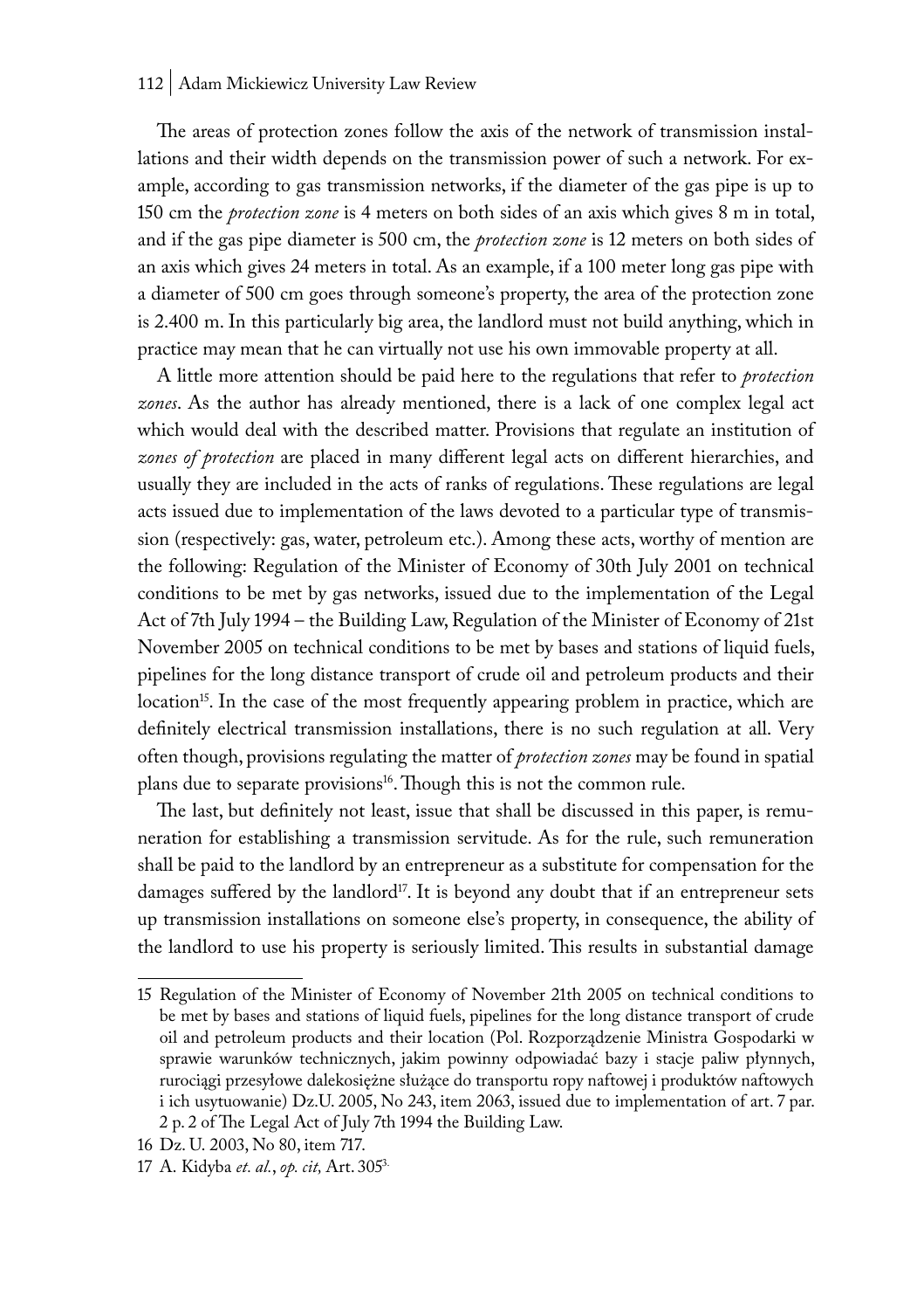The areas of protection zones follow the axis of the network of transmission installations and their width depends on the transmission power of such a network. For example, according to gas transmission networks, if the diameter of the gas pipe is up to 150 cm the *protection zone* is 4 meters on both sides of an axis which gives 8 m in total, and if the gas pipe diameter is 500 cm, the *protection zone* is 12 meters on both sides of an axis which gives 24 meters in total. As an example, if a 100 meter long gas pipe with a diameter of 500 cm goes through someone's property, the area of the protection zone is 2.400 m. In this particularly big area, the landlord must not build anything, which in practice may mean that he can virtually not use his own immovable property at all.

A little more attention should be paid here to the regulations that refer to *protection zones*. As the author has already mentioned, there is a lack of one complex legal act which would deal with the described matter. Provisions that regulate an institution of *zones of protection* are placed in many different legal acts on different hierarchies, and usually they are included in the acts of ranks of regulations. These regulations are legal acts issued due to implementation of the laws devoted to a particular type of transmission (respectively: gas, water, petroleum etc.). Among these acts, worthy of mention are the following: Regulation of the Minister of Economy of 30th July 2001 on technical conditions to be met by gas networks, issued due to the implementation of the Legal Act of 7th July 1994 – the Building Law, Regulation of the Minister of Economy of 21st November 2005 on technical conditions to be met by bases and stations of liquid fuels, pipelines for the long distance transport of crude oil and petroleum products and their location[15]. In the case of the most frequently appearing problem in practice, which are definitely electrical transmission installations, there is no such regulation at all. Very often though, provisions regulating the matter of *protection zones* may be found in spatial plans due to separate provisions[16]. Though this is not the common rule.

The last, but definitely not least, issue that shall be discussed in this paper, is remuneration for establishing a transmission servitude. As for the rule, such remuneration shall be paid to the landlord by an entrepreneur as a substitute for compensation for the damages suffered by the landlord[17]. It is beyond any doubt that if an entrepreneur sets up transmission installations on someone else's property, in consequence, the ability of the landlord to use his property is seriously limited. This results in substantial damage

---

15 Regulation of the Minister of Economy of November 21th 2005 on technical conditions to be met by bases and stations of liquid fuels, pipelines for the long distance transport of crude oil and petroleum products and their location (Pol. Rozporządzenie Ministra Gospodarki w sprawie warunków technicznych, jakim powinny odpowiadać bazy i stacje paliw płynnych, rurociągi przesyłowe dalekosiężne służące do transportu ropy naftowej i produktów naftowych i ich usytuowanie) Dz.U. 2005, No 243, item 2063, issued due to implementation of art. 7 par. 2 p. 2 of The Legal Act of July 7th 1994 the Building Law.

16 Dz. U. 2003, No 80, item 717.

17 A. Kidyba *et. al.*, *op. cit,* Art. 305[3].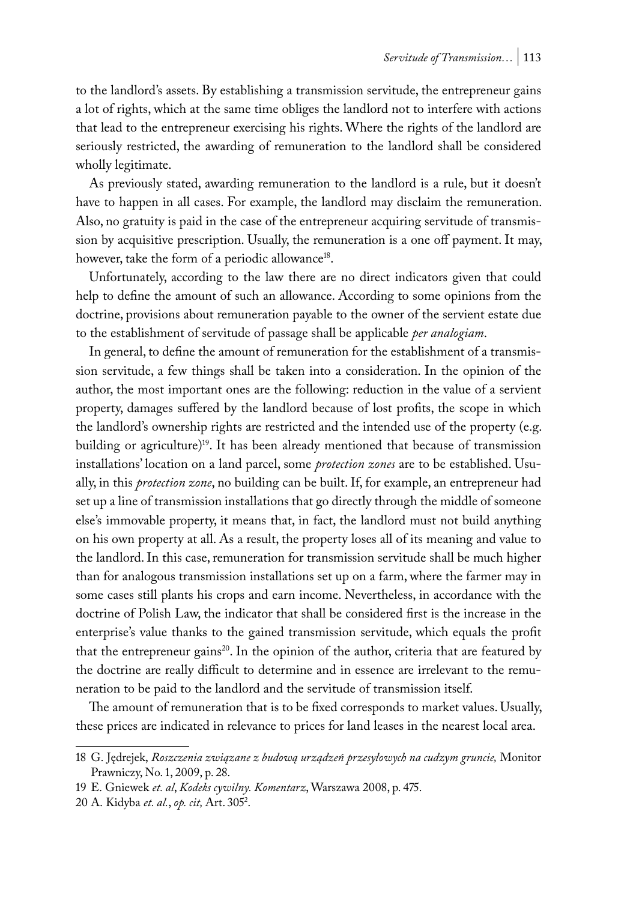to the landlord's assets. By establishing a transmission servitude, the entrepreneur gains a lot of rights, which at the same time obliges the landlord not to interfere with actions that lead to the entrepreneur exercising his rights. Where the rights of the landlord are seriously restricted, the awarding of remuneration to the landlord shall be considered wholly legitimate.

As previously stated, awarding remuneration to the landlord is a rule, but it doesn't have to happen in all cases. For example, the landlord may disclaim the remuneration. Also, no gratuity is paid in the case of the entrepreneur acquiring servitude of transmission by acquisitive prescription. Usually, the remuneration is a one off payment. It may, however, take the form of a periodic allowance[18].

Unfortunately, according to the law there are no direct indicators given that could help to define the amount of such an allowance. According to some opinions from the doctrine, provisions about remuneration payable to the owner of the servient estate due to the establishment of servitude of passage shall be applicable *per analogiam*.

In general, to define the amount of remuneration for the establishment of a transmission servitude, a few things shall be taken into a consideration. In the opinion of the author, the most important ones are the following: reduction in the value of a servient property, damages suffered by the landlord because of lost profits, the scope in which the landlord's ownership rights are restricted and the intended use of the property (e.g. building or agriculture)[19]. It has been already mentioned that because of transmission installations' location on a land parcel, some *protection zones* are to be established. Usually, in this *protection zone*, no building can be built. If, for example, an entrepreneur had set up a line of transmission installations that go directly through the middle of someone else's immovable property, it means that, in fact, the landlord must not build anything on his own property at all. As a result, the property loses all of its meaning and value to the landlord. In this case, remuneration for transmission servitude shall be much higher than for analogous transmission installations set up on a farm, where the farmer may in some cases still plants his crops and earn income. Nevertheless, in accordance with the doctrine of Polish Law, the indicator that shall be considered first is the increase in the enterprise's value thanks to the gained transmission servitude, which equals the profit that the entrepreneur gains[20]. In the opinion of the author, criteria that are featured by the doctrine are really difficult to determine and in essence are irrelevant to the remuneration to be paid to the landlord and the servitude of transmission itself.

The amount of remuneration that is to be fixed corresponds to market values. Usually, these prices are indicated in relevance to prices for land leases in the nearest local area.

---

18 G. Jędrejek, *Roszczenia związane z budową urządzeń przesyłowych na cudzym gruncie,* Monitor Prawniczy, No. 1, 2009, p. 28.

19 E. Gniewek *et. al*, *Kodeks cywilny. Komentarz*, Warszawa 2008, p. 475.

20 A. Kidyba *et. al.*, *op. cit,* Art. 305[2].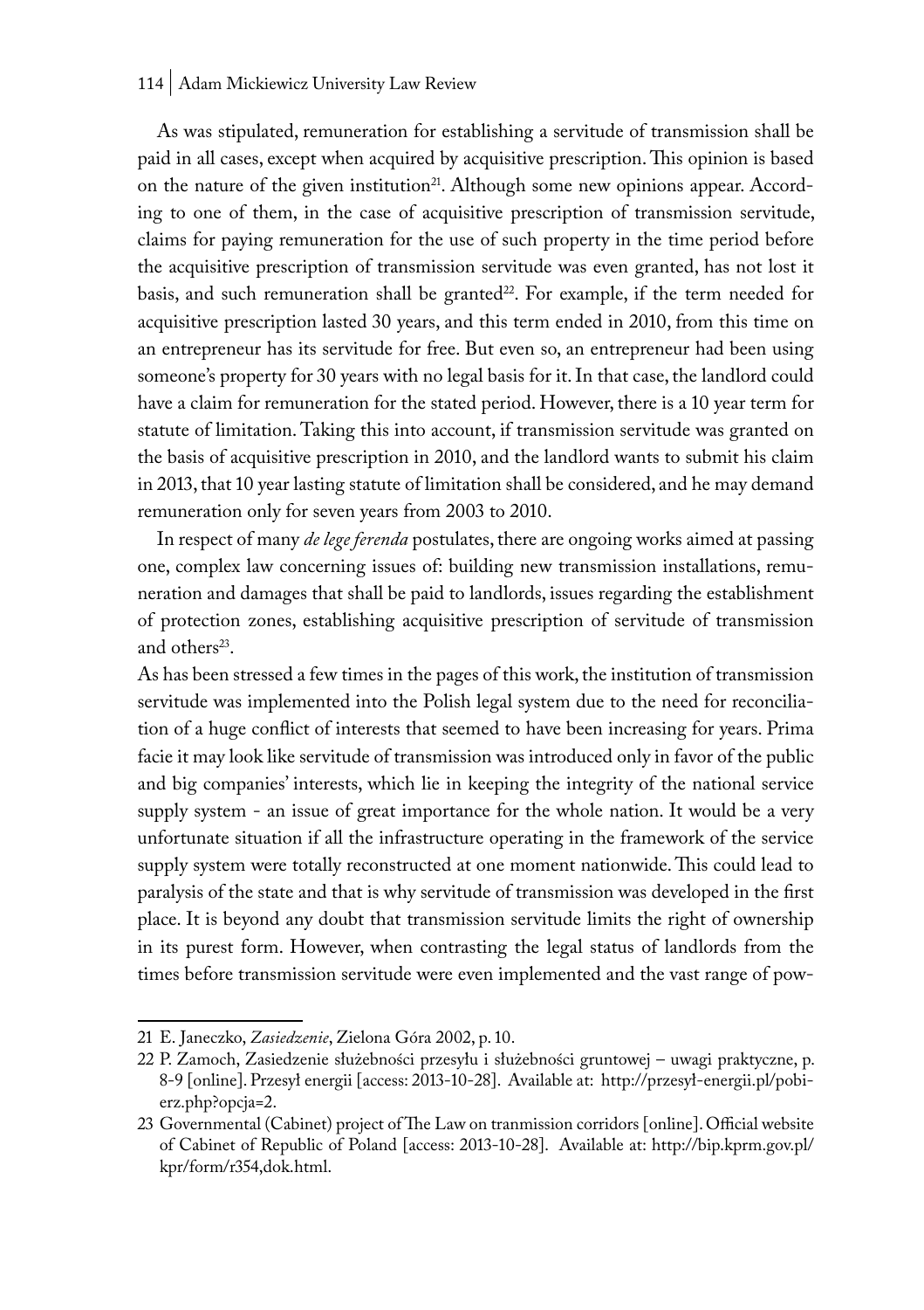As was stipulated, remuneration for establishing a servitude of transmission shall be paid in all cases, except when acquired by acquisitive prescription. This opinion is based on the nature of the given institution[21]. Although some new opinions appear. According to one of them, in the case of acquisitive prescription of transmission servitude, claims for paying remuneration for the use of such property in the time period before the acquisitive prescription of transmission servitude was even granted, has not lost it basis, and such remuneration shall be granted[22]. For example, if the term needed for acquisitive prescription lasted 30 years, and this term ended in 2010, from this time on an entrepreneur has its servitude for free. But even so, an entrepreneur had been using someone's property for 30 years with no legal basis for it. In that case, the landlord could have a claim for remuneration for the stated period. However, there is a 10 year term for statute of limitation. Taking this into account, if transmission servitude was granted on the basis of acquisitive prescription in 2010, and the landlord wants to submit his claim in 2013, that 10 year lasting statute of limitation shall be considered, and he may demand remuneration only for seven years from 2003 to 2010.

In respect of many *de lege ferenda* postulates, there are ongoing works aimed at passing one, complex law concerning issues of: building new transmission installations, remuneration and damages that shall be paid to landlords, issues regarding the establishment of protection zones, establishing acquisitive prescription of servitude of transmission and others[23].

As has been stressed a few times in the pages of this work, the institution of transmission servitude was implemented into the Polish legal system due to the need for reconciliation of a huge conflict of interests that seemed to have been increasing for years. Prima facie it may look like servitude of transmission was introduced only in favor of the public and big companies' interests, which lie in keeping the integrity of the national service supply system - an issue of great importance for the whole nation. It would be a very unfortunate situation if all the infrastructure operating in the framework of the service supply system were totally reconstructed at one moment nationwide. This could lead to paralysis of the state and that is why servitude of transmission was developed in the first place. It is beyond any doubt that transmission servitude limits the right of ownership in its purest form. However, when contrasting the legal status of landlords from the times before transmission servitude were even implemented and the vast range of pow-

---

21 E. Janeczko, *Zasiedzenie*, Zielona Góra 2002, p. 10.

22 P. Zamoch, Zasiedzenie służebności przesyłu i służebności gruntowej – uwagi praktyczne, p. 8-9 [online]. Przesył energii [access: 2013-10-28]. Available at: http://przesył-energii.pl/pobierz.php?opcja=2.

23 Governmental (Cabinet) project of The Law on tranmission corridors [online]. Official website of Cabinet of Republic of Poland [access: 2013-10-28]. Available at: http://bip.kprm.gov.pl/kpr/form/r354,dok.html.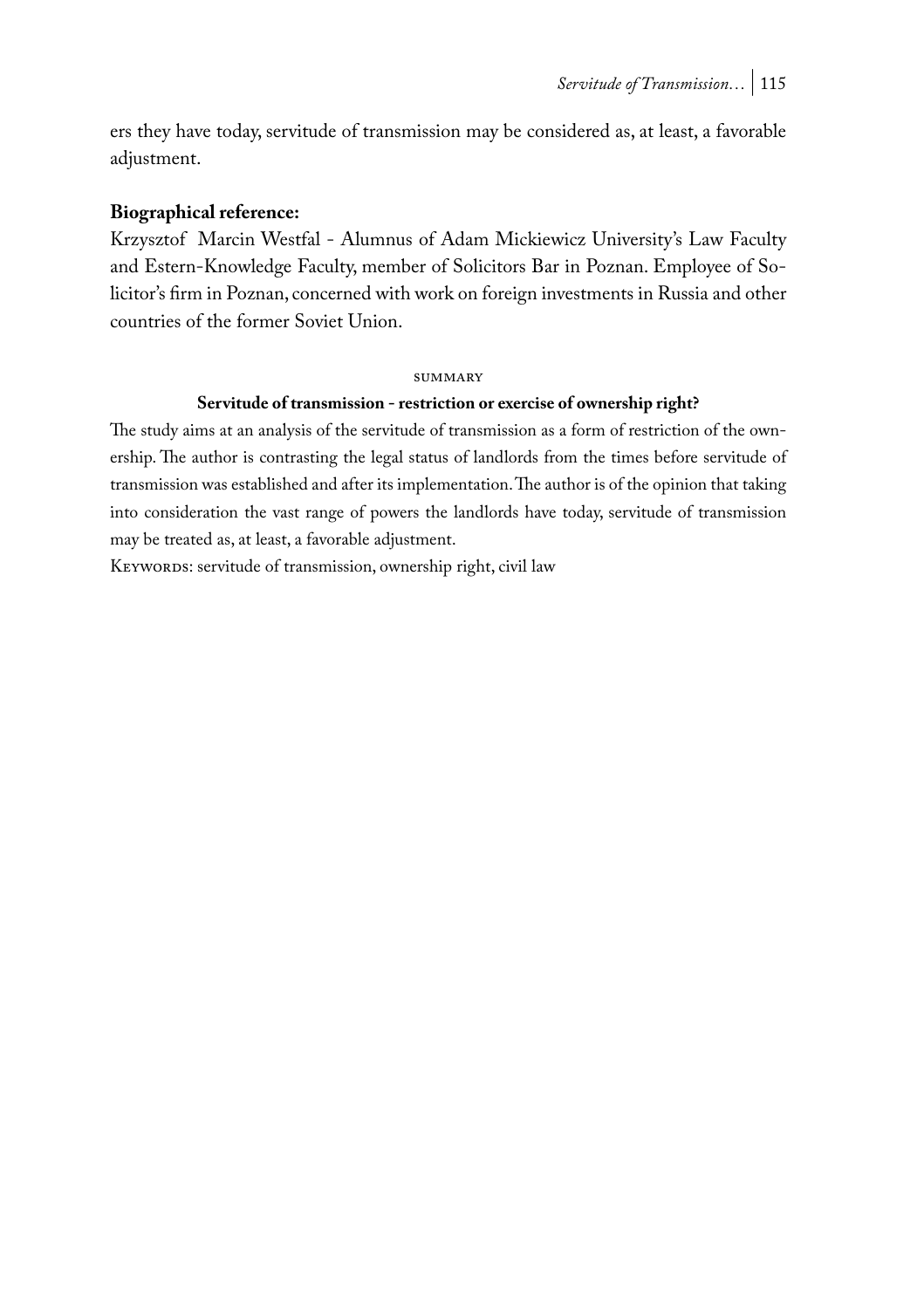ers they have today, servitude of transmission may be considered as, at least, a favorable adjustment.

**Biographical reference:**

Krzysztof Marcin Westfal - Alumnus of Adam Mickiewicz University's Law Faculty and Estern-Knowledge Faculty, member of Solicitors Bar in Poznan. Employee of Solicitor's firm in Poznan, concerned with work on foreign investments in Russia and other countries of the former Soviet Union.

## SUMMARY

**Servitude of transmission - restriction or exercise of ownership right?**

The study aims at an analysis of the servitude of transmission as a form of restriction of the ownership. The author is contrasting the legal status of landlords from the times before servitude of transmission was established and after its implementation. The author is of the opinion that taking into consideration the vast range of powers the landlords have today, servitude of transmission may be treated as, at least, a favorable adjustment.

KEYWORDS: servitude of transmission, ownership right, civil law